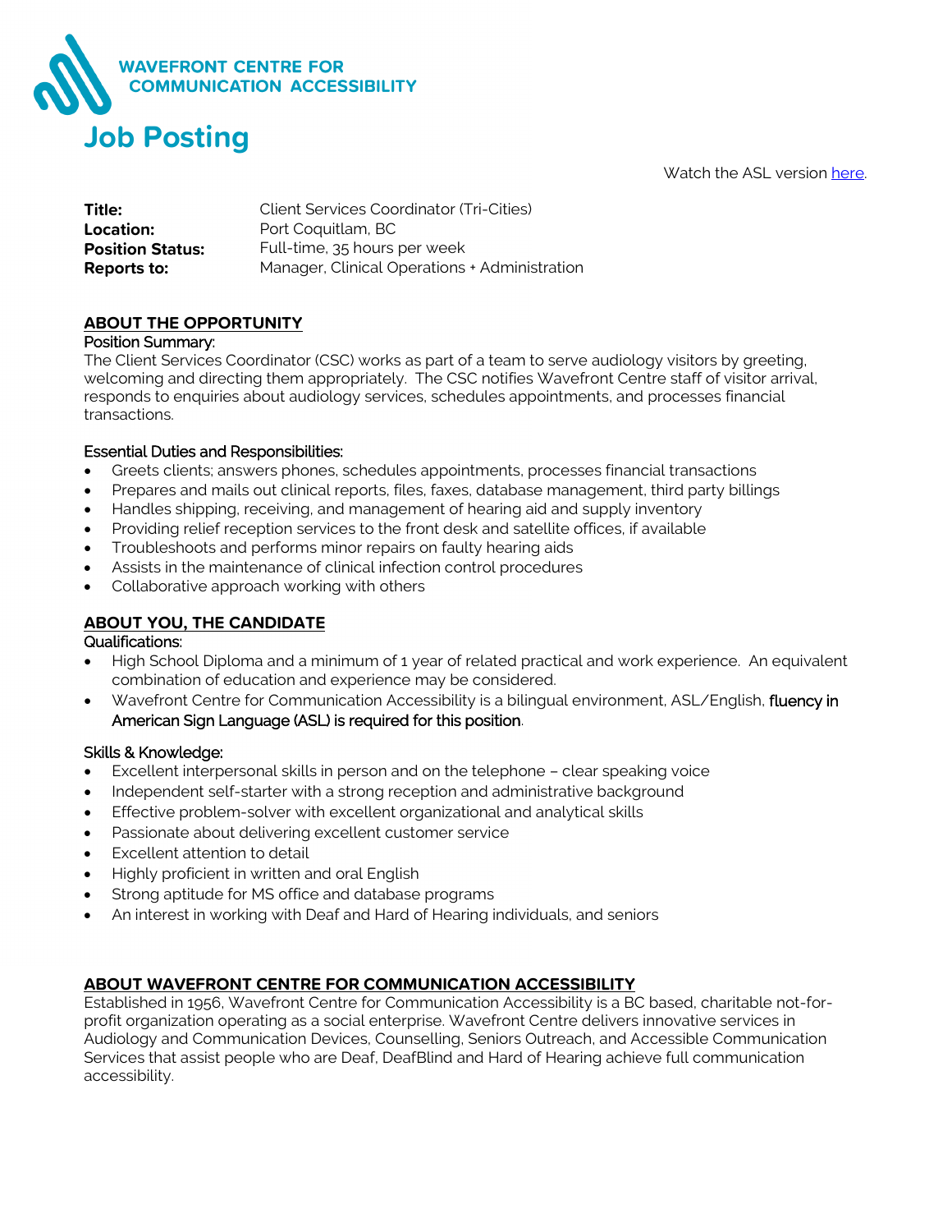WAVEFRONT CENTRE FOR COMMUNICATION ACCESSIBILITY

# Job Posting

Watch the ASL version [here](here).

**Title:** Client Services Coordinator (Tri-Cities)
**Location:** Port Coquitlam, BC
**Position Status:** Full-time, 35 hours per week
**Reports to:** Manager, Clinical Operations + Administration

## ABOUT THE OPPORTUNITY

Position Summary:

The Client Services Coordinator (CSC) works as part of a team to serve audiology visitors by greeting, welcoming and directing them appropriately. The CSC notifies Wavefront Centre staff of visitor arrival, responds to enquiries about audiology services, schedules appointments, and processes financial transactions.

Essential Duties and Responsibilities:

- Greets clients; answers phones, schedules appointments, processes financial transactions
- Prepares and mails out clinical reports, files, faxes, database management, third party billings
- Handles shipping, receiving, and management of hearing aid and supply inventory
- Providing relief reception services to the front desk and satellite offices, if available
- Troubleshoots and performs minor repairs on faulty hearing aids
- Assists in the maintenance of clinical infection control procedures
- Collaborative approach working with others

## ABOUT YOU, THE CANDIDATE

Qualifications:

- High School Diploma and a minimum of 1 year of related practical and work experience. An equivalent combination of education and experience may be considered.
- Wavefront Centre for Communication Accessibility is a bilingual environment, ASL/English, fluency in American Sign Language (ASL) is required for this position.

Skills & Knowledge:

- Excellent interpersonal skills in person and on the telephone – clear speaking voice
- Independent self-starter with a strong reception and administrative background
- Effective problem-solver with excellent organizational and analytical skills
- Passionate about delivering excellent customer service
- Excellent attention to detail
- Highly proficient in written and oral English
- Strong aptitude for MS office and database programs
- An interest in working with Deaf and Hard of Hearing individuals, and seniors

## ABOUT WAVEFRONT CENTRE FOR COMMUNICATION ACCESSIBILITY

Established in 1956, Wavefront Centre for Communication Accessibility is a BC based, charitable not-for-profit organization operating as a social enterprise. Wavefront Centre delivers innovative services in Audiology and Communication Devices, Counselling, Seniors Outreach, and Accessible Communication Services that assist people who are Deaf, DeafBlind and Hard of Hearing achieve full communication accessibility.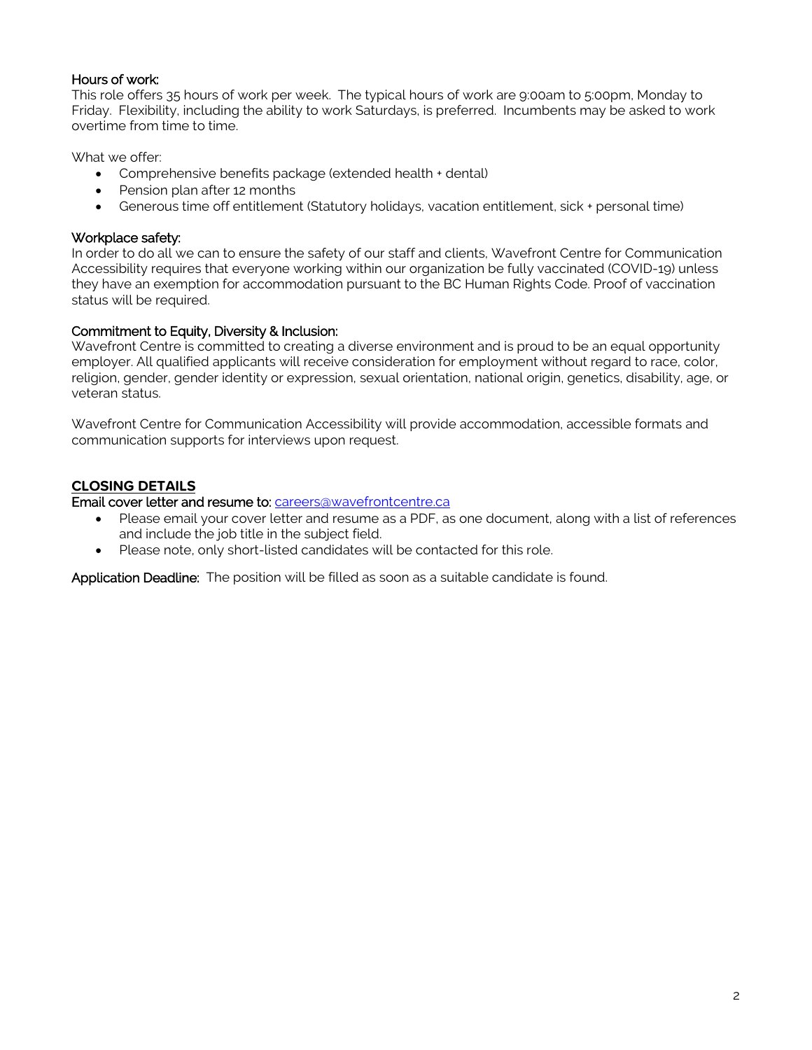### Hours of work:

This role offers 35 hours of work per week. The typical hours of work are 9:00am to 5:00pm, Monday to Friday. Flexibility, including the ability to work Saturdays, is preferred. Incumbents may be asked to work overtime from time to time.

What we offer:

- Comprehensive benefits package (extended health + dental)
- Pension plan after 12 months
- Generous time off entitlement (Statutory holidays, vacation entitlement, sick + personal time)

### Workplace safety:

In order to do all we can to ensure the safety of our staff and clients, Wavefront Centre for Communication Accessibility requires that everyone working within our organization be fully vaccinated (COVID-19) unless they have an exemption for accommodation pursuant to the BC Human Rights Code. Proof of vaccination status will be required.

### Commitment to Equity, Diversity & Inclusion:

Wavefront Centre is committed to creating a diverse environment and is proud to be an equal opportunity employer. All qualified applicants will receive consideration for employment without regard to race, color, religion, gender, gender identity or expression, sexual orientation, national origin, genetics, disability, age, or veteran status.

Wavefront Centre for Communication Accessibility will provide accommodation, accessible formats and communication supports for interviews upon request.

## CLOSING DETAILS

**Email cover letter and resume to:** careers@wavefrontcentre.ca

- Please email your cover letter and resume as a PDF, as one document, along with a list of references and include the job title in the subject field.
- Please note, only short-listed candidates will be contacted for this role.

**Application Deadline:** The position will be filled as soon as a suitable candidate is found.